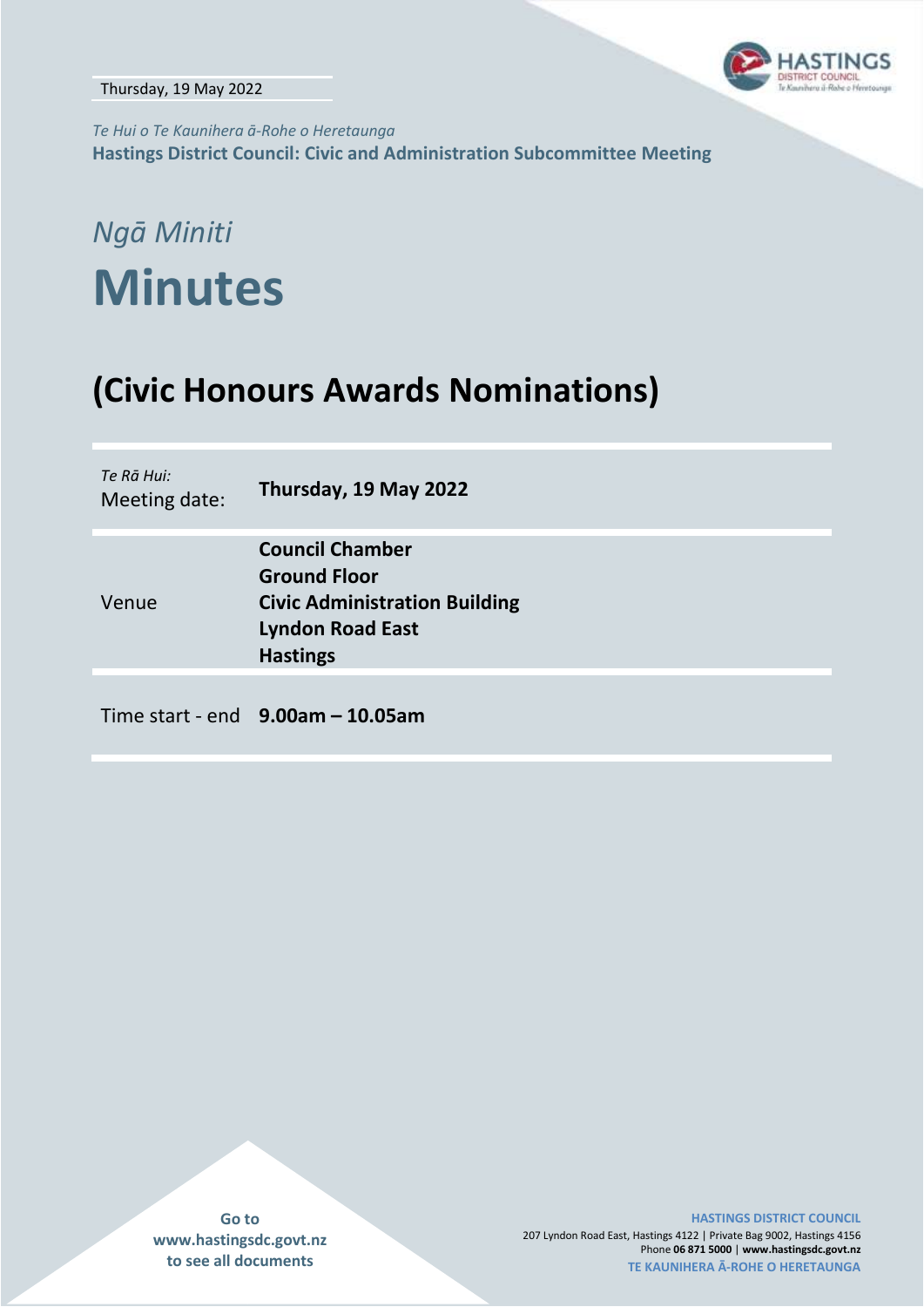Thursday, 19 May 2022

*Te Hui o Te Kaunihera ā-Rohe o Heretaunga*

**Hastings District Council: Civic and Administration Subcommittee Meeting**

*Ngā Miniti*

# Minutes

## (Civic Honours Awards Nominations)

| | |
|---|---|
| *Te Rā Hui:* Meeting date: | **Thursday, 19 May 2022** |
| Venue | **Council Chamber**<br>**Ground Floor**<br>**Civic Administration Building**<br>**Lyndon Road East**<br>**Hastings** |
| Time start - end | **9.00am – 10.05am** |

Go to www.hastingsdc.govt.nz to see all documents

**HASTINGS DISTRICT COUNCIL**
207 Lyndon Road East, Hastings 4122 | Private Bag 9002, Hastings 4156
Phone **06 871 5000** | **www.hastingsdc.govt.nz**
**TE KAUNIHERA Ā-ROHE O HERETAUNGA**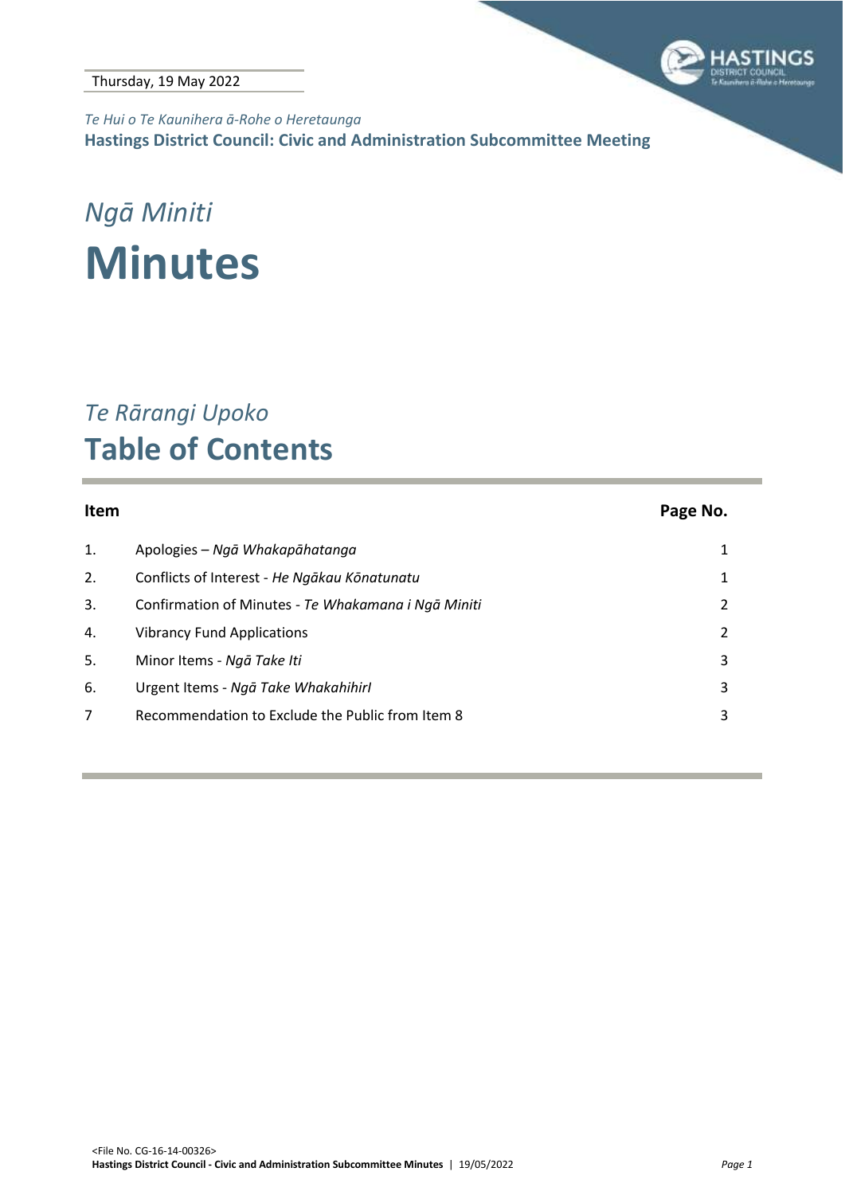Thursday, 19 May 2022

*Te Hui o Te Kaunihera ā-Rohe o Heretaunga*

**Hastings District Council: Civic and Administration Subcommittee Meeting**

# *Ngā Miniti*

# Minutes

## *Te Rārangi Upoko*

## Table of Contents

| Item | | Page No. |
|---|---|---|
| 1. | Apologies – *Ngā Whakapāhatanga* | 1 |
| 2. | Conflicts of Interest - *He Ngākau Kōnatunatu* | 1 |
| 3. | Confirmation of Minutes - *Te Whakamana i Ngā Miniti* | 2 |
| 4. | Vibrancy Fund Applications | 2 |
| 5. | Minor Items - *Ngā Take Iti* | 3 |
| 6. | Urgent Items - *Ngā Take WhakahihirI* | 3 |
| 7 | Recommendation to Exclude the Public from Item 8 | 3 |

<File No. CG-16-14-00326>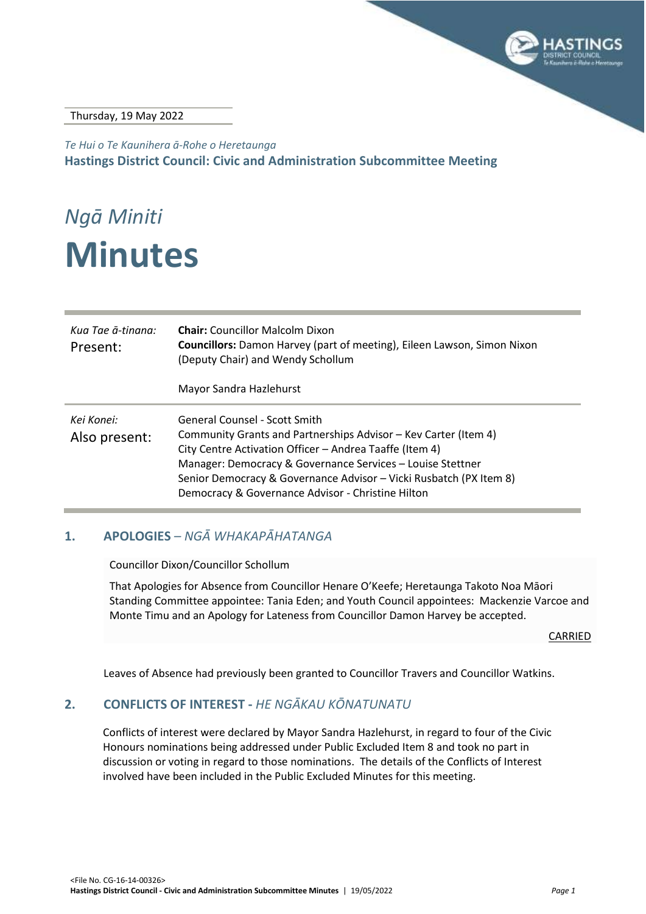Thursday, 19 May 2022

*Te Hui o Te Kaunihera ā-Rohe o Heretaunga*

**Hastings District Council: Civic and Administration Subcommittee Meeting**

*Ngā Miniti*

# Minutes

| | |
|---|---|
| *Kua Tae ā-tinana:* Present: | **Chair:** Councillor Malcolm Dixon<br>**Councillors:** Damon Harvey (part of meeting), Eileen Lawson, Simon Nixon (Deputy Chair) and Wendy Schollum<br><br>Mayor Sandra Hazlehurst |
| *Kei Konei:* Also present: | General Counsel - Scott Smith<br>Community Grants and Partnerships Advisor – Kev Carter (Item 4)<br>City Centre Activation Officer – Andrea Taaffe (Item 4)<br>Manager: Democracy & Governance Services – Louise Stettner<br>Senior Democracy & Governance Advisor – Vicki Rusbatch (PX Item 8)<br>Democracy & Governance Advisor - Christine Hilton |

## 1. APOLOGIES – *NGĀ WHAKAPĀHATANGA*

Councillor Dixon/Councillor Schollum

That Apologies for Absence from Councillor Henare O'Keefe; Heretaunga Takoto Noa Māori Standing Committee appointee: Tania Eden; and Youth Council appointees: Mackenzie Varcoe and Monte Timu and an Apology for Lateness from Councillor Damon Harvey be accepted.

CARRIED

Leaves of Absence had previously been granted to Councillor Travers and Councillor Watkins.

## 2. CONFLICTS OF INTEREST - *HE NGĀKAU KŌNATUNATU*

Conflicts of interest were declared by Mayor Sandra Hazlehurst, in regard to four of the Civic Honours nominations being addressed under Public Excluded Item 8 and took no part in discussion or voting in regard to those nominations. The details of the Conflicts of Interest involved have been included in the Public Excluded Minutes for this meeting.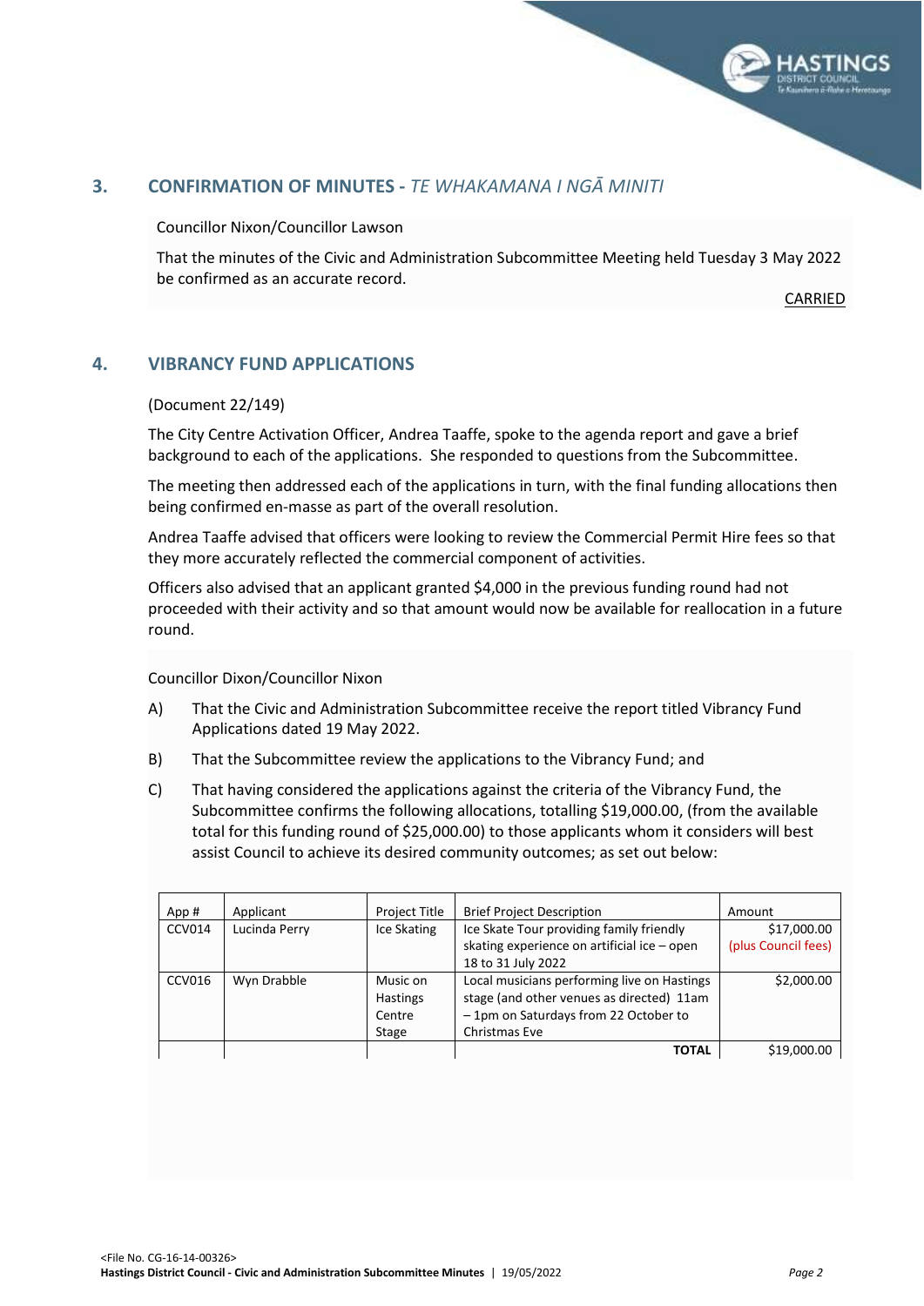## 3. CONFIRMATION OF MINUTES - *TE WHAKAMANA I NGĀ MINITI*

Councillor Nixon/Councillor Lawson

That the minutes of the Civic and Administration Subcommittee Meeting held Tuesday 3 May 2022 be confirmed as an accurate record.

CARRIED

## 4. VIBRANCY FUND APPLICATIONS

(Document 22/149)

The City Centre Activation Officer, Andrea Taaffe, spoke to the agenda report and gave a brief background to each of the applications. She responded to questions from the Subcommittee.

The meeting then addressed each of the applications in turn, with the final funding allocations then being confirmed en-masse as part of the overall resolution.

Andrea Taaffe advised that officers were looking to review the Commercial Permit Hire fees so that they more accurately reflected the commercial component of activities.

Officers also advised that an applicant granted $4,000 in the previous funding round had not proceeded with their activity and so that amount would now be available for reallocation in a future round.

Councillor Dixon/Councillor Nixon

A) That the Civic and Administration Subcommittee receive the report titled Vibrancy Fund Applications dated 19 May 2022.

B) That the Subcommittee review the applications to the Vibrancy Fund; and

C) That having considered the applications against the criteria of the Vibrancy Fund, the Subcommittee confirms the following allocations, totalling $19,000.00, (from the available total for this funding round of $25,000.00) to those applicants whom it considers will best assist Council to achieve its desired community outcomes; as set out below:

| App # | Applicant | Project Title | Brief Project Description | Amount |
|---|---|---|---|---|
| CCV014 | Lucinda Perry | Ice Skating | Ice Skate Tour providing family friendly skating experience on artificial ice – open 18 to 31 July 2022 | $17,000.00 (plus Council fees) |
| CCV016 | Wyn Drabble | Music on Hastings Centre Stage | Local musicians performing live on Hastings stage (and other venues as directed) 11am – 1pm on Saturdays from 22 October to Christmas Eve | $2,000.00 |
| | | | **TOTAL** | $19,000.00 |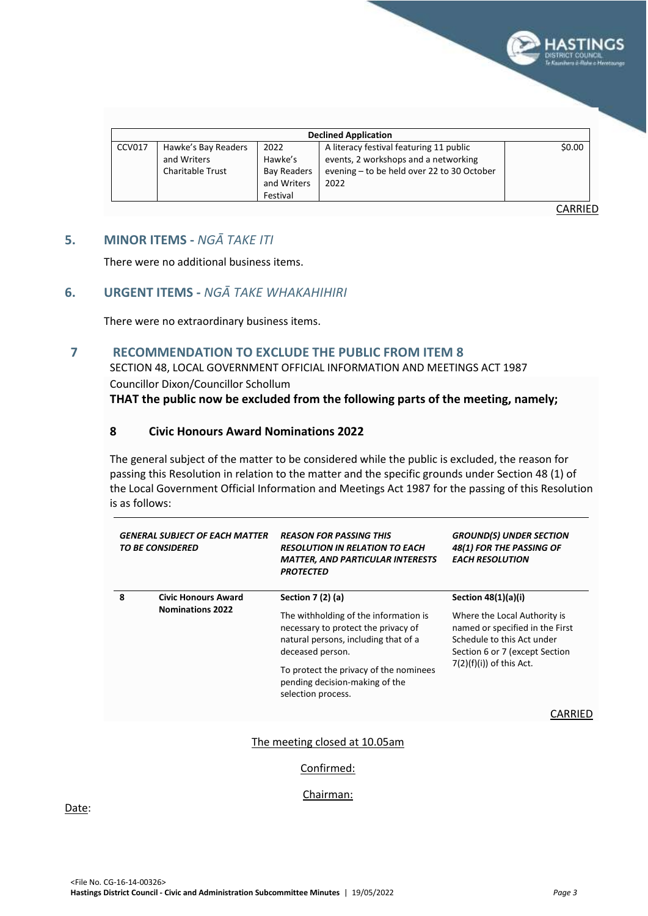| Declined Application | | | | |
|---|---|---|---|---|
| CCV017 | Hawke's Bay Readers and Writers Charitable Trust | 2022 Hawke's Bay Readers and Writers Festival | A literacy festival featuring 11 public events, 2 workshops and a networking evening – to be held over 22 to 30 October 2022 | $0.00 |

CARRIED

## 5. MINOR ITEMS - *NGĀ TAKE ITI*

There were no additional business items.

## 6. URGENT ITEMS - *NGĀ TAKE WHAKAHIHIRI*

There were no extraordinary business items.

## 7 RECOMMENDATION TO EXCLUDE THE PUBLIC FROM ITEM 8

SECTION 48, LOCAL GOVERNMENT OFFICIAL INFORMATION AND MEETINGS ACT 1987

Councillor Dixon/Councillor Schollum

**THAT the public now be excluded from the following parts of the meeting, namely;**

### 8 Civic Honours Award Nominations 2022

The general subject of the matter to be considered while the public is excluded, the reason for passing this Resolution in relation to the matter and the specific grounds under Section 48 (1) of the Local Government Official Information and Meetings Act 1987 for the passing of this Resolution is as follows:

| ***GENERAL SUBJECT OF EACH MATTER TO BE CONSIDERED*** | ***REASON FOR PASSING THIS RESOLUTION IN RELATION TO EACH MATTER, AND PARTICULAR INTERESTS PROTECTED*** | ***GROUND(S) UNDER SECTION 48(1) FOR THE PASSING OF EACH RESOLUTION*** |
|---|---|---|
| **8 Civic Honours Award Nominations 2022** | **Section 7 (2) (a)**<br>The withholding of the information is necessary to protect the privacy of natural persons, including that of a deceased person.<br>To protect the privacy of the nominees pending decision-making of the selection process. | **Section 48(1)(a)(i)**<br>Where the Local Authority is named or specified in the First Schedule to this Act under Section 6 or 7 (except Section 7(2)(f)(i)) of this Act. |

CARRIED

The meeting closed at 10.05am

Confirmed:

Chairman:

Date: